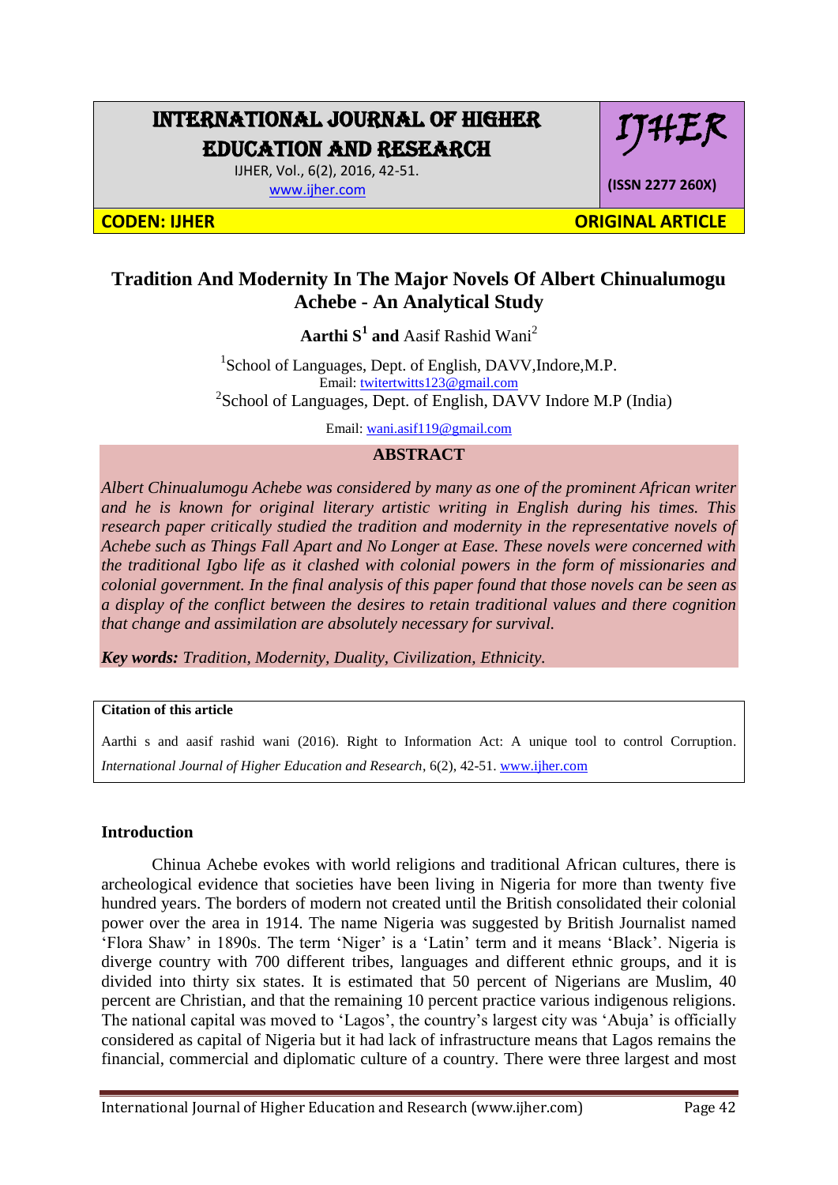# INTERNATIONAL JOURNAL OF HIGHER EDUCATION AND RESEARCH

IJHER, Vol., 6(2), 2016, 42-51.
www.ijher.com

IJHER

(ISSN 2277 260X)

**CODEN: IJHER** **ORIGINAL ARTICLE**

## Tradition And Modernity In The Major Novels Of Albert Chinualumogu Achebe - An Analytical Study

**Aarthi S[1] and** Aasif Rashid Wani[2]

[1]School of Languages, Dept. of English, DAVV,Indore,M.P.
Email: twitertwitts123@gmail.com
[2]School of Languages, Dept. of English, DAVV Indore M.P (India)

Email: wani.asif119@gmail.com

### ABSTRACT

*Albert Chinualumogu Achebe was considered by many as one of the prominent African writer and he is known for original literary artistic writing in English during his times. This research paper critically studied the tradition and modernity in the representative novels of Achebe such as Things Fall Apart and No Longer at Ease. These novels were concerned with the traditional Igbo life as it clashed with colonial powers in the form of missionaries and colonial government. In the final analysis of this paper found that those novels can be seen as a display of the conflict between the desires to retain traditional values and there cognition that change and assimilation are absolutely necessary for survival.*

***Key words:*** *Tradition, Modernity, Duality, Civilization, Ethnicity.*

**Citation of this article**

Aarthi s and aasif rashid wani (2016). Right to Information Act: A unique tool to control Corruption. *International Journal of Higher Education and Research*, 6(2), 42-51. www.ijher.com

### Introduction

Chinua Achebe evokes with world religions and traditional African cultures, there is archeological evidence that societies have been living in Nigeria for more than twenty five hundred years. The borders of modern not created until the British consolidated their colonial power over the area in 1914. The name Nigeria was suggested by British Journalist named 'Flora Shaw' in 1890s. The term 'Niger' is a 'Latin' term and it means 'Black'. Nigeria is diverge country with 700 different tribes, languages and different ethnic groups, and it is divided into thirty six states. It is estimated that 50 percent of Nigerians are Muslim, 40 percent are Christian, and that the remaining 10 percent practice various indigenous religions. The national capital was moved to 'Lagos', the country's largest city was 'Abuja' is officially considered as capital of Nigeria but it had lack of infrastructure means that Lagos remains the financial, commercial and diplomatic culture of a country. There were three largest and most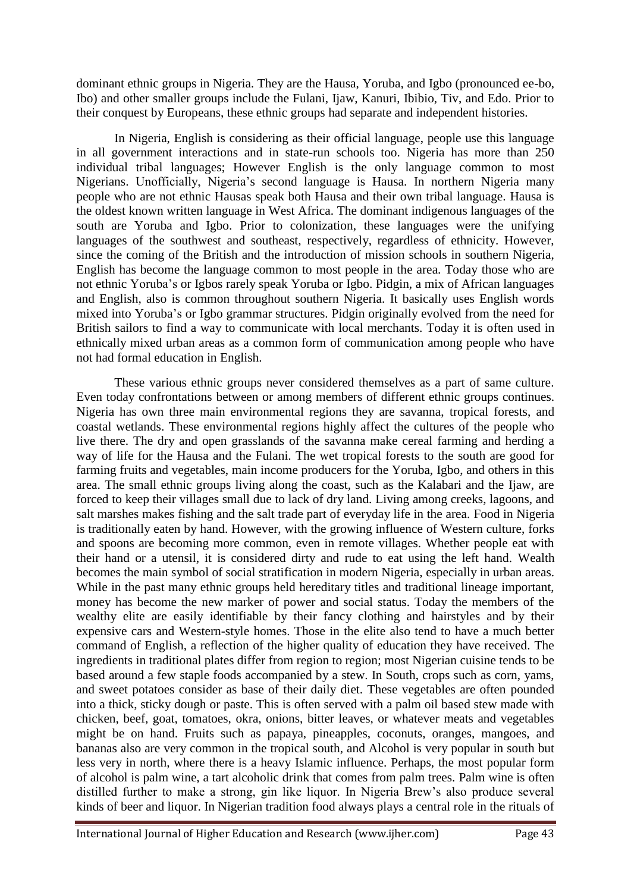dominant ethnic groups in Nigeria. They are the Hausa, Yoruba, and Igbo (pronounced ee-bo, Ibo) and other smaller groups include the Fulani, Ijaw, Kanuri, Ibibio, Tiv, and Edo. Prior to their conquest by Europeans, these ethnic groups had separate and independent histories.

In Nigeria, English is considering as their official language, people use this language in all government interactions and in state-run schools too. Nigeria has more than 250 individual tribal languages; However English is the only language common to most Nigerians. Unofficially, Nigeria's second language is Hausa. In northern Nigeria many people who are not ethnic Hausas speak both Hausa and their own tribal language. Hausa is the oldest known written language in West Africa. The dominant indigenous languages of the south are Yoruba and Igbo. Prior to colonization, these languages were the unifying languages of the southwest and southeast, respectively, regardless of ethnicity. However, since the coming of the British and the introduction of mission schools in southern Nigeria, English has become the language common to most people in the area. Today those who are not ethnic Yoruba's or Igbos rarely speak Yoruba or Igbo. Pidgin, a mix of African languages and English, also is common throughout southern Nigeria. It basically uses English words mixed into Yoruba's or Igbo grammar structures. Pidgin originally evolved from the need for British sailors to find a way to communicate with local merchants. Today it is often used in ethnically mixed urban areas as a common form of communication among people who have not had formal education in English.

These various ethnic groups never considered themselves as a part of same culture. Even today confrontations between or among members of different ethnic groups continues. Nigeria has own three main environmental regions they are savanna, tropical forests, and coastal wetlands. These environmental regions highly affect the cultures of the people who live there. The dry and open grasslands of the savanna make cereal farming and herding a way of life for the Hausa and the Fulani. The wet tropical forests to the south are good for farming fruits and vegetables, main income producers for the Yoruba, Igbo, and others in this area. The small ethnic groups living along the coast, such as the Kalabari and the Ijaw, are forced to keep their villages small due to lack of dry land. Living among creeks, lagoons, and salt marshes makes fishing and the salt trade part of everyday life in the area. Food in Nigeria is traditionally eaten by hand. However, with the growing influence of Western culture, forks and spoons are becoming more common, even in remote villages. Whether people eat with their hand or a utensil, it is considered dirty and rude to eat using the left hand. Wealth becomes the main symbol of social stratification in modern Nigeria, especially in urban areas. While in the past many ethnic groups held hereditary titles and traditional lineage important, money has become the new marker of power and social status. Today the members of the wealthy elite are easily identifiable by their fancy clothing and hairstyles and by their expensive cars and Western-style homes. Those in the elite also tend to have a much better command of English, a reflection of the higher quality of education they have received. The ingredients in traditional plates differ from region to region; most Nigerian cuisine tends to be based around a few staple foods accompanied by a stew. In South, crops such as corn, yams, and sweet potatoes consider as base of their daily diet. These vegetables are often pounded into a thick, sticky dough or paste. This is often served with a palm oil based stew made with chicken, beef, goat, tomatoes, okra, onions, bitter leaves, or whatever meats and vegetables might be on hand. Fruits such as papaya, pineapples, coconuts, oranges, mangoes, and bananas also are very common in the tropical south, and Alcohol is very popular in south but less very in north, where there is a heavy Islamic influence. Perhaps, the most popular form of alcohol is palm wine, a tart alcoholic drink that comes from palm trees. Palm wine is often distilled further to make a strong, gin like liquor. In Nigeria Brew's also produce several kinds of beer and liquor. In Nigerian tradition food always plays a central role in the rituals of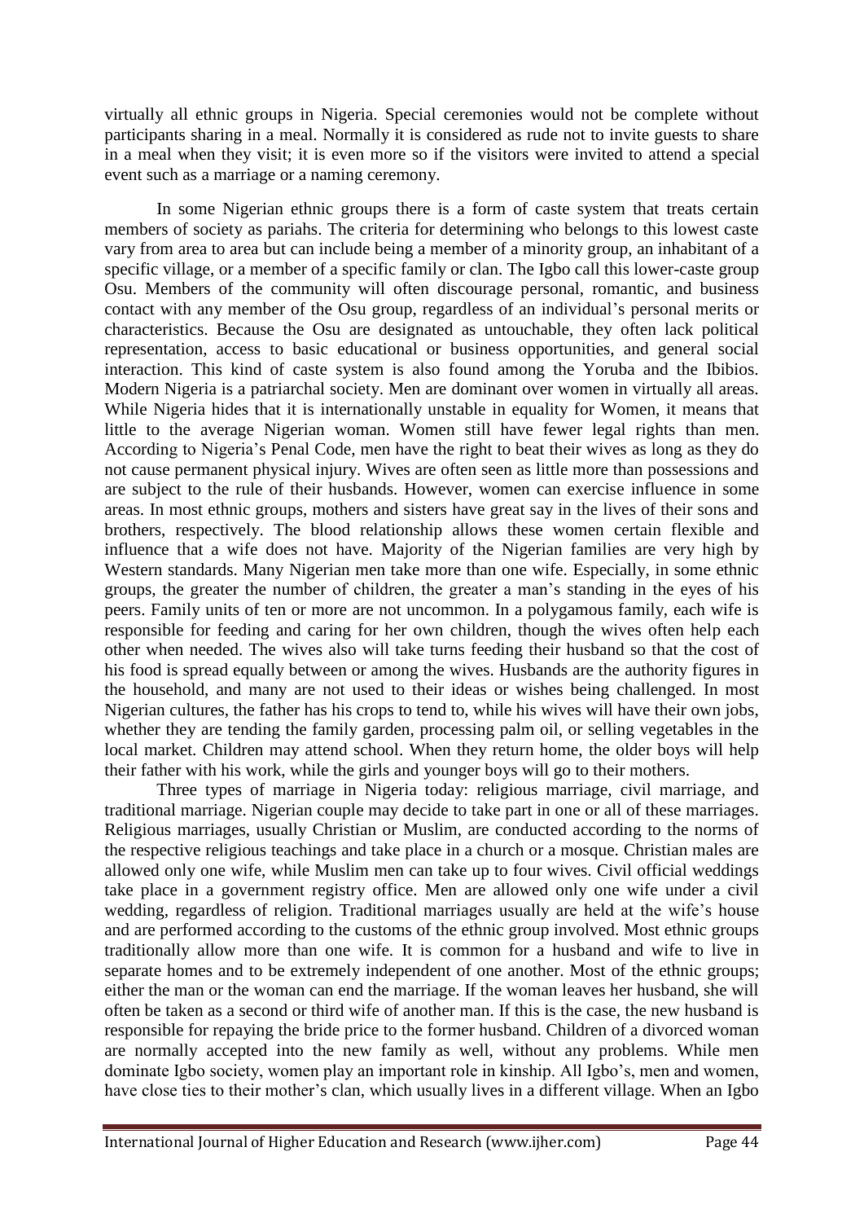virtually all ethnic groups in Nigeria. Special ceremonies would not be complete without participants sharing in a meal. Normally it is considered as rude not to invite guests to share in a meal when they visit; it is even more so if the visitors were invited to attend a special event such as a marriage or a naming ceremony.

In some Nigerian ethnic groups there is a form of caste system that treats certain members of society as pariahs. The criteria for determining who belongs to this lowest caste vary from area to area but can include being a member of a minority group, an inhabitant of a specific village, or a member of a specific family or clan. The Igbo call this lower-caste group Osu. Members of the community will often discourage personal, romantic, and business contact with any member of the Osu group, regardless of an individual's personal merits or characteristics. Because the Osu are designated as untouchable, they often lack political representation, access to basic educational or business opportunities, and general social interaction. This kind of caste system is also found among the Yoruba and the Ibibios. Modern Nigeria is a patriarchal society. Men are dominant over women in virtually all areas. While Nigeria hides that it is internationally unstable in equality for Women, it means that little to the average Nigerian woman. Women still have fewer legal rights than men. According to Nigeria's Penal Code, men have the right to beat their wives as long as they do not cause permanent physical injury. Wives are often seen as little more than possessions and are subject to the rule of their husbands. However, women can exercise influence in some areas. In most ethnic groups, mothers and sisters have great say in the lives of their sons and brothers, respectively. The blood relationship allows these women certain flexible and influence that a wife does not have. Majority of the Nigerian families are very high by Western standards. Many Nigerian men take more than one wife. Especially, in some ethnic groups, the greater the number of children, the greater a man's standing in the eyes of his peers. Family units of ten or more are not uncommon. In a polygamous family, each wife is responsible for feeding and caring for her own children, though the wives often help each other when needed. The wives also will take turns feeding their husband so that the cost of his food is spread equally between or among the wives. Husbands are the authority figures in the household, and many are not used to their ideas or wishes being challenged. In most Nigerian cultures, the father has his crops to tend to, while his wives will have their own jobs, whether they are tending the family garden, processing palm oil, or selling vegetables in the local market. Children may attend school. When they return home, the older boys will help their father with his work, while the girls and younger boys will go to their mothers.

Three types of marriage in Nigeria today: religious marriage, civil marriage, and traditional marriage. Nigerian couple may decide to take part in one or all of these marriages. Religious marriages, usually Christian or Muslim, are conducted according to the norms of the respective religious teachings and take place in a church or a mosque. Christian males are allowed only one wife, while Muslim men can take up to four wives. Civil official weddings take place in a government registry office. Men are allowed only one wife under a civil wedding, regardless of religion. Traditional marriages usually are held at the wife's house and are performed according to the customs of the ethnic group involved. Most ethnic groups traditionally allow more than one wife. It is common for a husband and wife to live in separate homes and to be extremely independent of one another. Most of the ethnic groups; either the man or the woman can end the marriage. If the woman leaves her husband, she will often be taken as a second or third wife of another man. If this is the case, the new husband is responsible for repaying the bride price to the former husband. Children of a divorced woman are normally accepted into the new family as well, without any problems. While men dominate Igbo society, women play an important role in kinship. All Igbo's, men and women, have close ties to their mother's clan, which usually lives in a different village. When an Igbo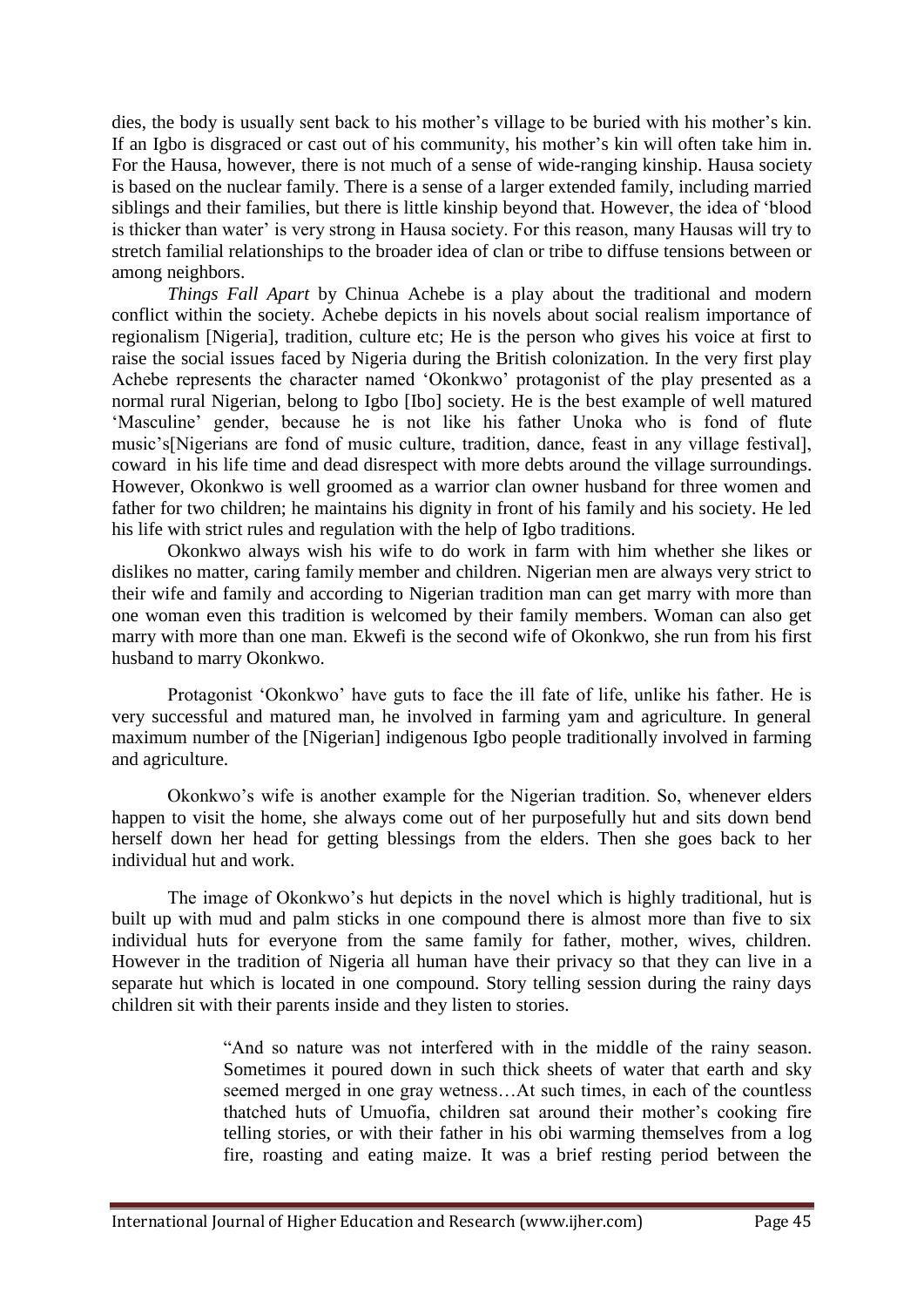dies, the body is usually sent back to his mother's village to be buried with his mother's kin. If an Igbo is disgraced or cast out of his community, his mother's kin will often take him in. For the Hausa, however, there is not much of a sense of wide-ranging kinship. Hausa society is based on the nuclear family. There is a sense of a larger extended family, including married siblings and their families, but there is little kinship beyond that. However, the idea of 'blood is thicker than water' is very strong in Hausa society. For this reason, many Hausas will try to stretch familial relationships to the broader idea of clan or tribe to diffuse tensions between or among neighbors.

*Things Fall Apart* by Chinua Achebe is a play about the traditional and modern conflict within the society. Achebe depicts in his novels about social realism importance of regionalism [Nigeria], tradition, culture etc; He is the person who gives his voice at first to raise the social issues faced by Nigeria during the British colonization. In the very first play Achebe represents the character named 'Okonkwo' protagonist of the play presented as a normal rural Nigerian, belong to Igbo [Ibo] society. He is the best example of well matured 'Masculine' gender, because he is not like his father Unoka who is fond of flute music's[Nigerians are fond of music culture, tradition, dance, feast in any village festival], coward in his life time and dead disrespect with more debts around the village surroundings. However, Okonkwo is well groomed as a warrior clan owner husband for three women and father for two children; he maintains his dignity in front of his family and his society. He led his life with strict rules and regulation with the help of Igbo traditions.

Okonkwo always wish his wife to do work in farm with him whether she likes or dislikes no matter, caring family member and children. Nigerian men are always very strict to their wife and family and according to Nigerian tradition man can get marry with more than one woman even this tradition is welcomed by their family members. Woman can also get marry with more than one man. Ekwefi is the second wife of Okonkwo, she run from his first husband to marry Okonkwo.

Protagonist 'Okonkwo' have guts to face the ill fate of life, unlike his father. He is very successful and matured man, he involved in farming yam and agriculture. In general maximum number of the [Nigerian] indigenous Igbo people traditionally involved in farming and agriculture.

Okonkwo's wife is another example for the Nigerian tradition. So, whenever elders happen to visit the home, she always come out of her purposefully hut and sits down bend herself down her head for getting blessings from the elders. Then she goes back to her individual hut and work.

The image of Okonkwo's hut depicts in the novel which is highly traditional, hut is built up with mud and palm sticks in one compound there is almost more than five to six individual huts for everyone from the same family for father, mother, wives, children. However in the tradition of Nigeria all human have their privacy so that they can live in a separate hut which is located in one compound. Story telling session during the rainy days children sit with their parents inside and they listen to stories.

> "And so nature was not interfered with in the middle of the rainy season. Sometimes it poured down in such thick sheets of water that earth and sky seemed merged in one gray wetness…At such times, in each of the countless thatched huts of Umuofia, children sat around their mother's cooking fire telling stories, or with their father in his obi warming themselves from a log fire, roasting and eating maize. It was a brief resting period between the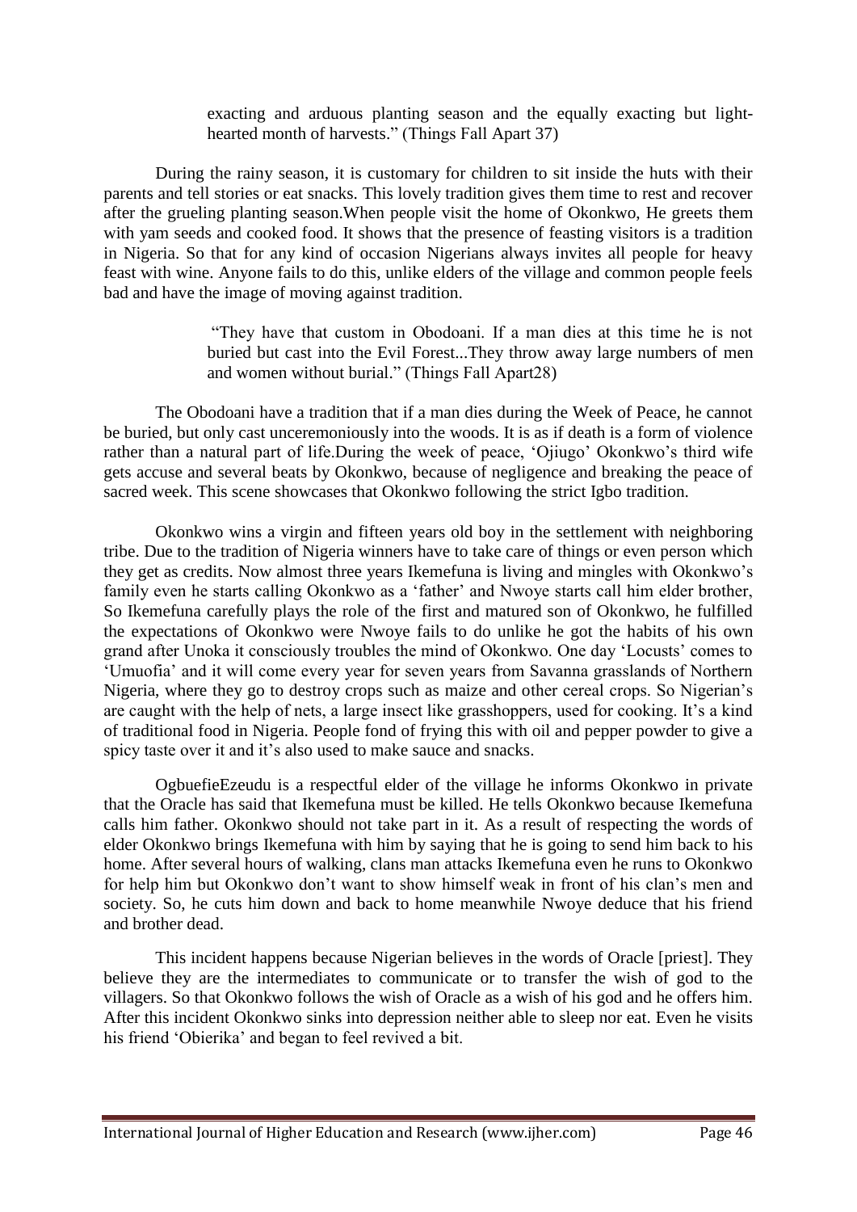> exacting and arduous planting season and the equally exacting but light-hearted month of harvests." (Things Fall Apart 37)

During the rainy season, it is customary for children to sit inside the huts with their parents and tell stories or eat snacks. This lovely tradition gives them time to rest and recover after the grueling planting season.When people visit the home of Okonkwo, He greets them with yam seeds and cooked food. It shows that the presence of feasting visitors is a tradition in Nigeria. So that for any kind of occasion Nigerians always invites all people for heavy feast with wine. Anyone fails to do this, unlike elders of the village and common people feels bad and have the image of moving against tradition.

> "They have that custom in Obodoani. If a man dies at this time he is not buried but cast into the Evil Forest...They throw away large numbers of men and women without burial." (Things Fall Apart28)

The Obodoani have a tradition that if a man dies during the Week of Peace, he cannot be buried, but only cast unceremoniously into the woods. It is as if death is a form of violence rather than a natural part of life.During the week of peace, 'Ojiugo' Okonkwo's third wife gets accuse and several beats by Okonkwo, because of negligence and breaking the peace of sacred week. This scene showcases that Okonkwo following the strict Igbo tradition.

Okonkwo wins a virgin and fifteen years old boy in the settlement with neighboring tribe. Due to the tradition of Nigeria winners have to take care of things or even person which they get as credits. Now almost three years Ikemefuna is living and mingles with Okonkwo's family even he starts calling Okonkwo as a 'father' and Nwoye starts call him elder brother, So Ikemefuna carefully plays the role of the first and matured son of Okonkwo, he fulfilled the expectations of Okonkwo were Nwoye fails to do unlike he got the habits of his own grand after Unoka it consciously troubles the mind of Okonkwo. One day 'Locusts' comes to 'Umuofia' and it will come every year for seven years from Savanna grasslands of Northern Nigeria, where they go to destroy crops such as maize and other cereal crops. So Nigerian's are caught with the help of nets, a large insect like grasshoppers, used for cooking. It's a kind of traditional food in Nigeria. People fond of frying this with oil and pepper powder to give a spicy taste over it and it's also used to make sauce and snacks.

OgbuefieEzeudu is a respectful elder of the village he informs Okonkwo in private that the Oracle has said that Ikemefuna must be killed. He tells Okonkwo because Ikemefuna calls him father. Okonkwo should not take part in it. As a result of respecting the words of elder Okonkwo brings Ikemefuna with him by saying that he is going to send him back to his home. After several hours of walking, clans man attacks Ikemefuna even he runs to Okonkwo for help him but Okonkwo don't want to show himself weak in front of his clan's men and society. So, he cuts him down and back to home meanwhile Nwoye deduce that his friend and brother dead.

This incident happens because Nigerian believes in the words of Oracle [priest]. They believe they are the intermediates to communicate or to transfer the wish of god to the villagers. So that Okonkwo follows the wish of Oracle as a wish of his god and he offers him. After this incident Okonkwo sinks into depression neither able to sleep nor eat. Even he visits his friend 'Obierika' and began to feel revived a bit.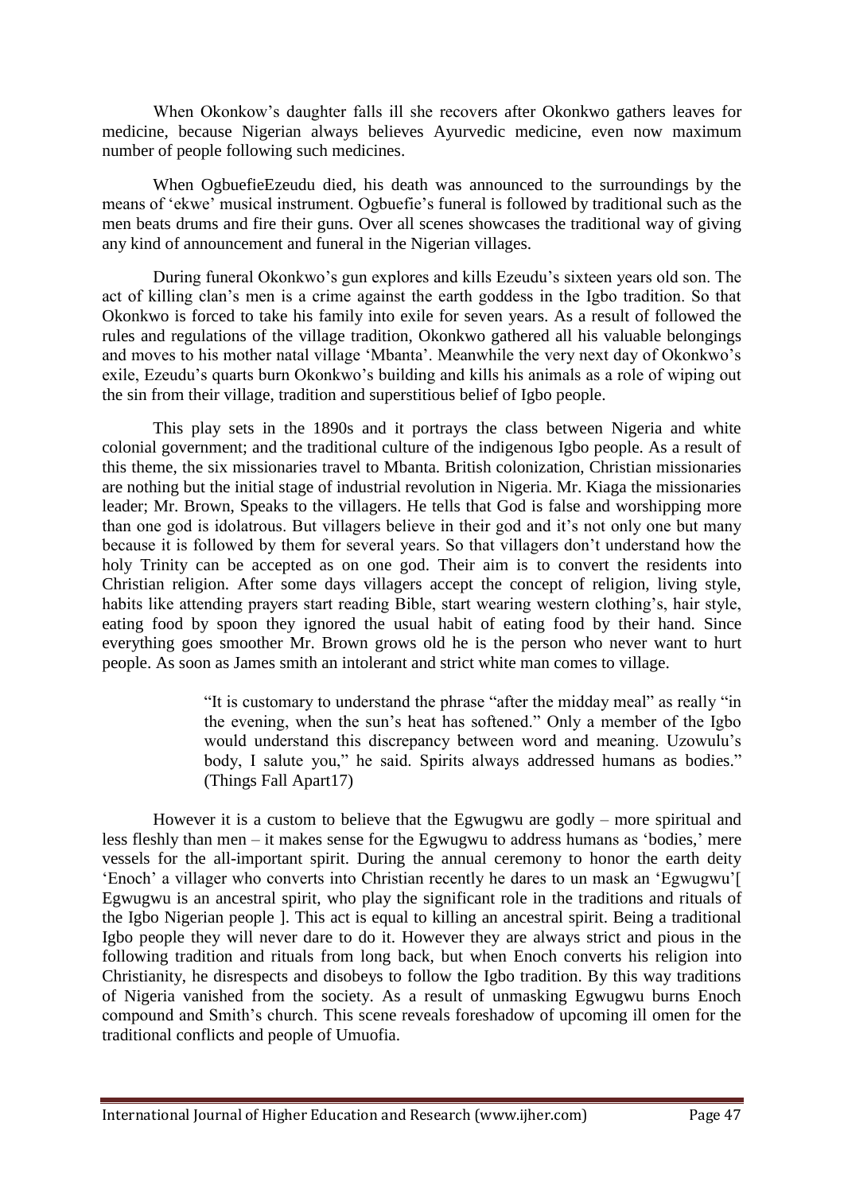When Okonkow's daughter falls ill she recovers after Okonkwo gathers leaves for medicine, because Nigerian always believes Ayurvedic medicine, even now maximum number of people following such medicines.

When OgbuefieEzeudu died, his death was announced to the surroundings by the means of 'ekwe' musical instrument. Ogbuefie's funeral is followed by traditional such as the men beats drums and fire their guns. Over all scenes showcases the traditional way of giving any kind of announcement and funeral in the Nigerian villages.

During funeral Okonkwo's gun explores and kills Ezeudu's sixteen years old son. The act of killing clan's men is a crime against the earth goddess in the Igbo tradition. So that Okonkwo is forced to take his family into exile for seven years. As a result of followed the rules and regulations of the village tradition, Okonkwo gathered all his valuable belongings and moves to his mother natal village 'Mbanta'. Meanwhile the very next day of Okonkwo's exile, Ezeudu's quarts burn Okonkwo's building and kills his animals as a role of wiping out the sin from their village, tradition and superstitious belief of Igbo people.

This play sets in the 1890s and it portrays the class between Nigeria and white colonial government; and the traditional culture of the indigenous Igbo people. As a result of this theme, the six missionaries travel to Mbanta. British colonization, Christian missionaries are nothing but the initial stage of industrial revolution in Nigeria. Mr. Kiaga the missionaries leader; Mr. Brown, Speaks to the villagers. He tells that God is false and worshipping more than one god is idolatrous. But villagers believe in their god and it's not only one but many because it is followed by them for several years. So that villagers don't understand how the holy Trinity can be accepted as on one god. Their aim is to convert the residents into Christian religion. After some days villagers accept the concept of religion, living style, habits like attending prayers start reading Bible, start wearing western clothing's, hair style, eating food by spoon they ignored the usual habit of eating food by their hand. Since everything goes smoother Mr. Brown grows old he is the person who never want to hurt people. As soon as James smith an intolerant and strict white man comes to village.

> "It is customary to understand the phrase "after the midday meal" as really "in the evening, when the sun's heat has softened." Only a member of the Igbo would understand this discrepancy between word and meaning. Uzowulu's body, I salute you," he said. Spirits always addressed humans as bodies." (Things Fall Apart17)

However it is a custom to believe that the Egwugwu are godly – more spiritual and less fleshly than men – it makes sense for the Egwugwu to address humans as 'bodies,' mere vessels for the all-important spirit. During the annual ceremony to honor the earth deity 'Enoch' a villager who converts into Christian recently he dares to un mask an 'Egwugwu'[ Egwugwu is an ancestral spirit, who play the significant role in the traditions and rituals of the Igbo Nigerian people ]. This act is equal to killing an ancestral spirit. Being a traditional Igbo people they will never dare to do it. However they are always strict and pious in the following tradition and rituals from long back, but when Enoch converts his religion into Christianity, he disrespects and disobeys to follow the Igbo tradition. By this way traditions of Nigeria vanished from the society. As a result of unmasking Egwugwu burns Enoch compound and Smith's church. This scene reveals foreshadow of upcoming ill omen for the traditional conflicts and people of Umuofia.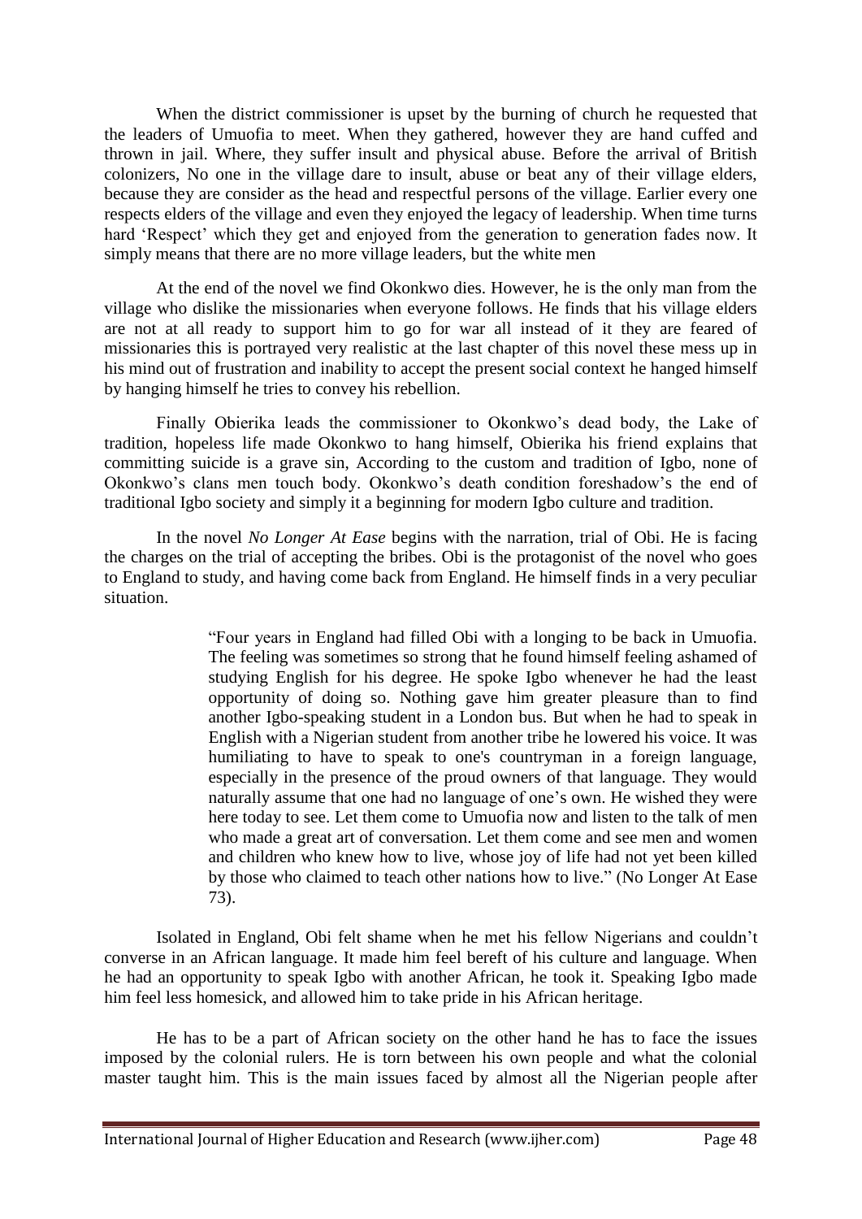When the district commissioner is upset by the burning of church he requested that the leaders of Umuofia to meet. When they gathered, however they are hand cuffed and thrown in jail. Where, they suffer insult and physical abuse. Before the arrival of British colonizers, No one in the village dare to insult, abuse or beat any of their village elders, because they are consider as the head and respectful persons of the village. Earlier every one respects elders of the village and even they enjoyed the legacy of leadership. When time turns hard 'Respect' which they get and enjoyed from the generation to generation fades now. It simply means that there are no more village leaders, but the white men

At the end of the novel we find Okonkwo dies. However, he is the only man from the village who dislike the missionaries when everyone follows. He finds that his village elders are not at all ready to support him to go for war all instead of it they are feared of missionaries this is portrayed very realistic at the last chapter of this novel these mess up in his mind out of frustration and inability to accept the present social context he hanged himself by hanging himself he tries to convey his rebellion.

Finally Obierika leads the commissioner to Okonkwo's dead body, the Lake of tradition, hopeless life made Okonkwo to hang himself, Obierika his friend explains that committing suicide is a grave sin, According to the custom and tradition of Igbo, none of Okonkwo's clans men touch body. Okonkwo's death condition foreshadow's the end of traditional Igbo society and simply it a beginning for modern Igbo culture and tradition.

In the novel *No Longer At Ease* begins with the narration, trial of Obi. He is facing the charges on the trial of accepting the bribes. Obi is the protagonist of the novel who goes to England to study, and having come back from England. He himself finds in a very peculiar situation.

> "Four years in England had filled Obi with a longing to be back in Umuofia. The feeling was sometimes so strong that he found himself feeling ashamed of studying English for his degree. He spoke Igbo whenever he had the least opportunity of doing so. Nothing gave him greater pleasure than to find another Igbo-speaking student in a London bus. But when he had to speak in English with a Nigerian student from another tribe he lowered his voice. It was humiliating to have to speak to one's countryman in a foreign language, especially in the presence of the proud owners of that language. They would naturally assume that one had no language of one's own. He wished they were here today to see. Let them come to Umuofia now and listen to the talk of men who made a great art of conversation. Let them come and see men and women and children who knew how to live, whose joy of life had not yet been killed by those who claimed to teach other nations how to live." (No Longer At Ease 73).

Isolated in England, Obi felt shame when he met his fellow Nigerians and couldn't converse in an African language. It made him feel bereft of his culture and language. When he had an opportunity to speak Igbo with another African, he took it. Speaking Igbo made him feel less homesick, and allowed him to take pride in his African heritage.

He has to be a part of African society on the other hand he has to face the issues imposed by the colonial rulers. He is torn between his own people and what the colonial master taught him. This is the main issues faced by almost all the Nigerian people after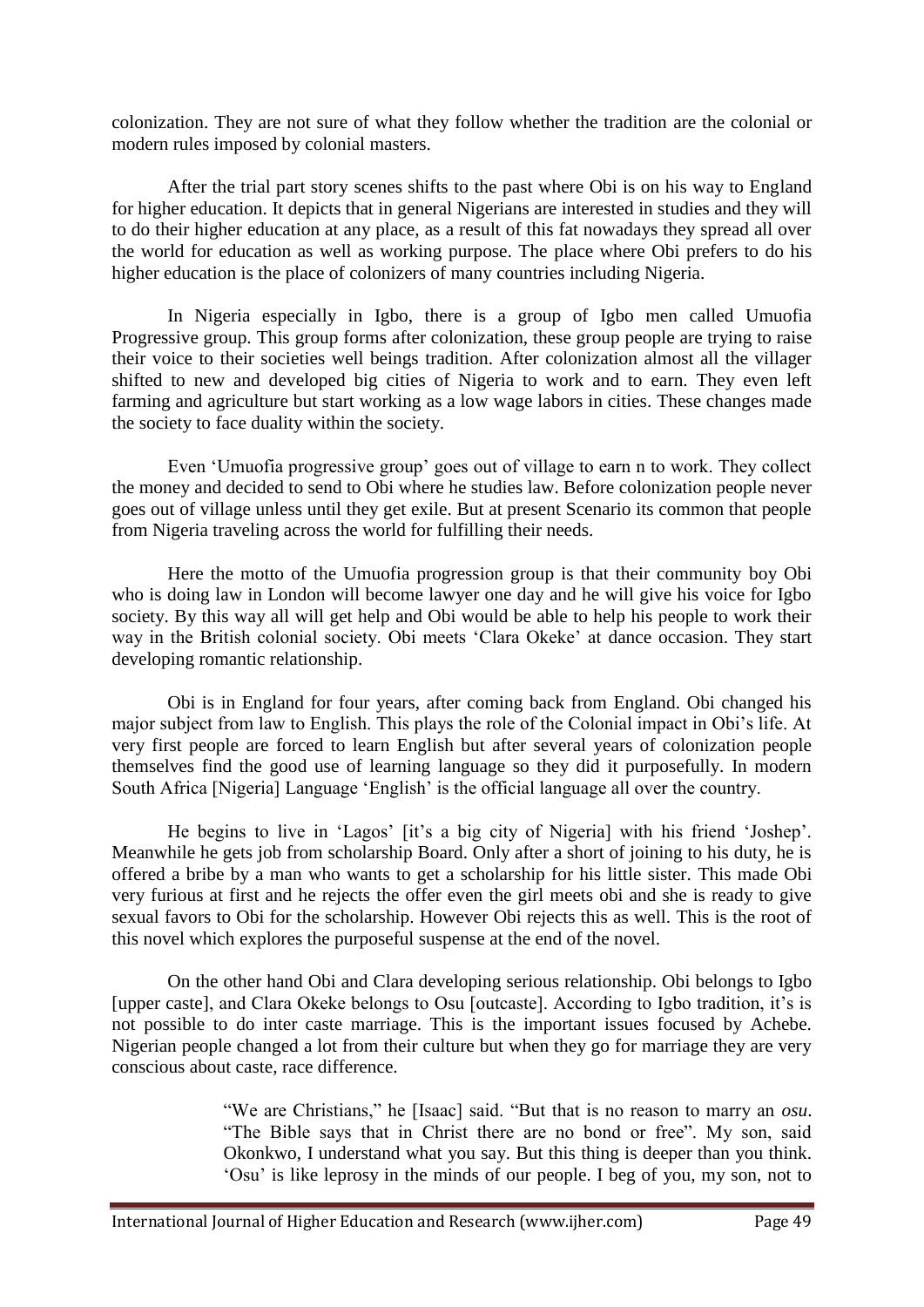colonization. They are not sure of what they follow whether the tradition are the colonial or modern rules imposed by colonial masters.

After the trial part story scenes shifts to the past where Obi is on his way to England for higher education. It depicts that in general Nigerians are interested in studies and they will to do their higher education at any place, as a result of this fat nowadays they spread all over the world for education as well as working purpose. The place where Obi prefers to do his higher education is the place of colonizers of many countries including Nigeria.

In Nigeria especially in Igbo, there is a group of Igbo men called Umuofia Progressive group. This group forms after colonization, these group people are trying to raise their voice to their societies well beings tradition. After colonization almost all the villager shifted to new and developed big cities of Nigeria to work and to earn. They even left farming and agriculture but start working as a low wage labors in cities. These changes made the society to face duality within the society.

Even 'Umuofia progressive group' goes out of village to earn n to work. They collect the money and decided to send to Obi where he studies law. Before colonization people never goes out of village unless until they get exile. But at present Scenario its common that people from Nigeria traveling across the world for fulfilling their needs.

Here the motto of the Umuofia progression group is that their community boy Obi who is doing law in London will become lawyer one day and he will give his voice for Igbo society. By this way all will get help and Obi would be able to help his people to work their way in the British colonial society. Obi meets 'Clara Okeke' at dance occasion. They start developing romantic relationship.

Obi is in England for four years, after coming back from England. Obi changed his major subject from law to English. This plays the role of the Colonial impact in Obi's life. At very first people are forced to learn English but after several years of colonization people themselves find the good use of learning language so they did it purposefully. In modern South Africa [Nigeria] Language 'English' is the official language all over the country.

He begins to live in 'Lagos' [it's a big city of Nigeria] with his friend 'Joshep'. Meanwhile he gets job from scholarship Board. Only after a short of joining to his duty, he is offered a bribe by a man who wants to get a scholarship for his little sister. This made Obi very furious at first and he rejects the offer even the girl meets obi and she is ready to give sexual favors to Obi for the scholarship. However Obi rejects this as well. This is the root of this novel which explores the purposeful suspense at the end of the novel.

On the other hand Obi and Clara developing serious relationship. Obi belongs to Igbo [upper caste], and Clara Okeke belongs to Osu [outcaste]. According to Igbo tradition, it's is not possible to do inter caste marriage. This is the important issues focused by Achebe. Nigerian people changed a lot from their culture but when they go for marriage they are very conscious about caste, race difference.

> "We are Christians," he [Isaac] said. "But that is no reason to marry an *osu*. "The Bible says that in Christ there are no bond or free". My son, said Okonkwo, I understand what you say. But this thing is deeper than you think. 'Osu' is like leprosy in the minds of our people. I beg of you, my son, not to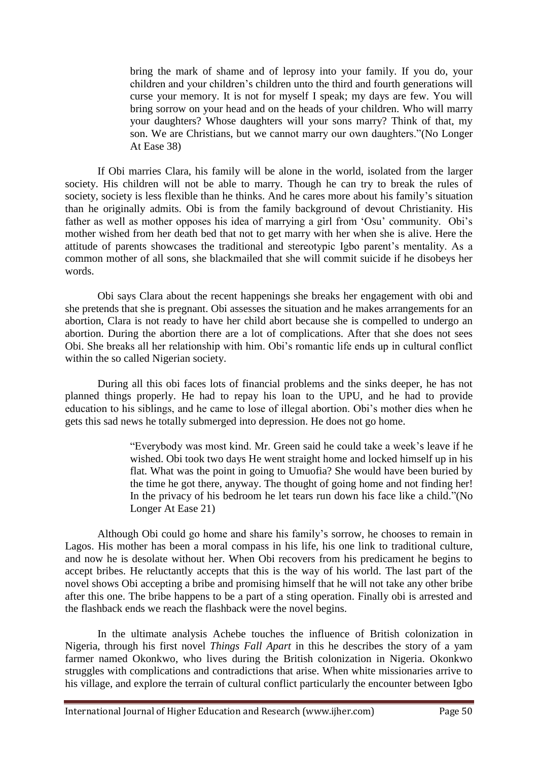> bring the mark of shame and of leprosy into your family. If you do, your children and your children's children unto the third and fourth generations will curse your memory. It is not for myself I speak; my days are few. You will bring sorrow on your head and on the heads of your children. Who will marry your daughters? Whose daughters will your sons marry? Think of that, my son. We are Christians, but we cannot marry our own daughters."(No Longer At Ease 38)

If Obi marries Clara, his family will be alone in the world, isolated from the larger society. His children will not be able to marry. Though he can try to break the rules of society, society is less flexible than he thinks. And he cares more about his family's situation than he originally admits. Obi is from the family background of devout Christianity. His father as well as mother opposes his idea of marrying a girl from 'Osu' community. Obi's mother wished from her death bed that not to get marry with her when she is alive. Here the attitude of parents showcases the traditional and stereotypic Igbo parent's mentality. As a common mother of all sons, she blackmailed that she will commit suicide if he disobeys her words.

Obi says Clara about the recent happenings she breaks her engagement with obi and she pretends that she is pregnant. Obi assesses the situation and he makes arrangements for an abortion, Clara is not ready to have her child abort because she is compelled to undergo an abortion. During the abortion there are a lot of complications. After that she does not sees Obi. She breaks all her relationship with him. Obi's romantic life ends up in cultural conflict within the so called Nigerian society.

During all this obi faces lots of financial problems and the sinks deeper, he has not planned things properly. He had to repay his loan to the UPU, and he had to provide education to his siblings, and he came to lose of illegal abortion. Obi's mother dies when he gets this sad news he totally submerged into depression. He does not go home.

> "Everybody was most kind. Mr. Green said he could take a week's leave if he wished. Obi took two days He went straight home and locked himself up in his flat. What was the point in going to Umuofia? She would have been buried by the time he got there, anyway. The thought of going home and not finding her! In the privacy of his bedroom he let tears run down his face like a child."(No Longer At Ease 21)

Although Obi could go home and share his family's sorrow, he chooses to remain in Lagos. His mother has been a moral compass in his life, his one link to traditional culture, and now he is desolate without her. When Obi recovers from his predicament he begins to accept bribes. He reluctantly accepts that this is the way of his world. The last part of the novel shows Obi accepting a bribe and promising himself that he will not take any other bribe after this one. The bribe happens to be a part of a sting operation. Finally obi is arrested and the flashback ends we reach the flashback were the novel begins.

In the ultimate analysis Achebe touches the influence of British colonization in Nigeria, through his first novel *Things Fall Apart* in this he describes the story of a yam farmer named Okonkwo, who lives during the British colonization in Nigeria. Okonkwo struggles with complications and contradictions that arise. When white missionaries arrive to his village, and explore the terrain of cultural conflict particularly the encounter between Igbo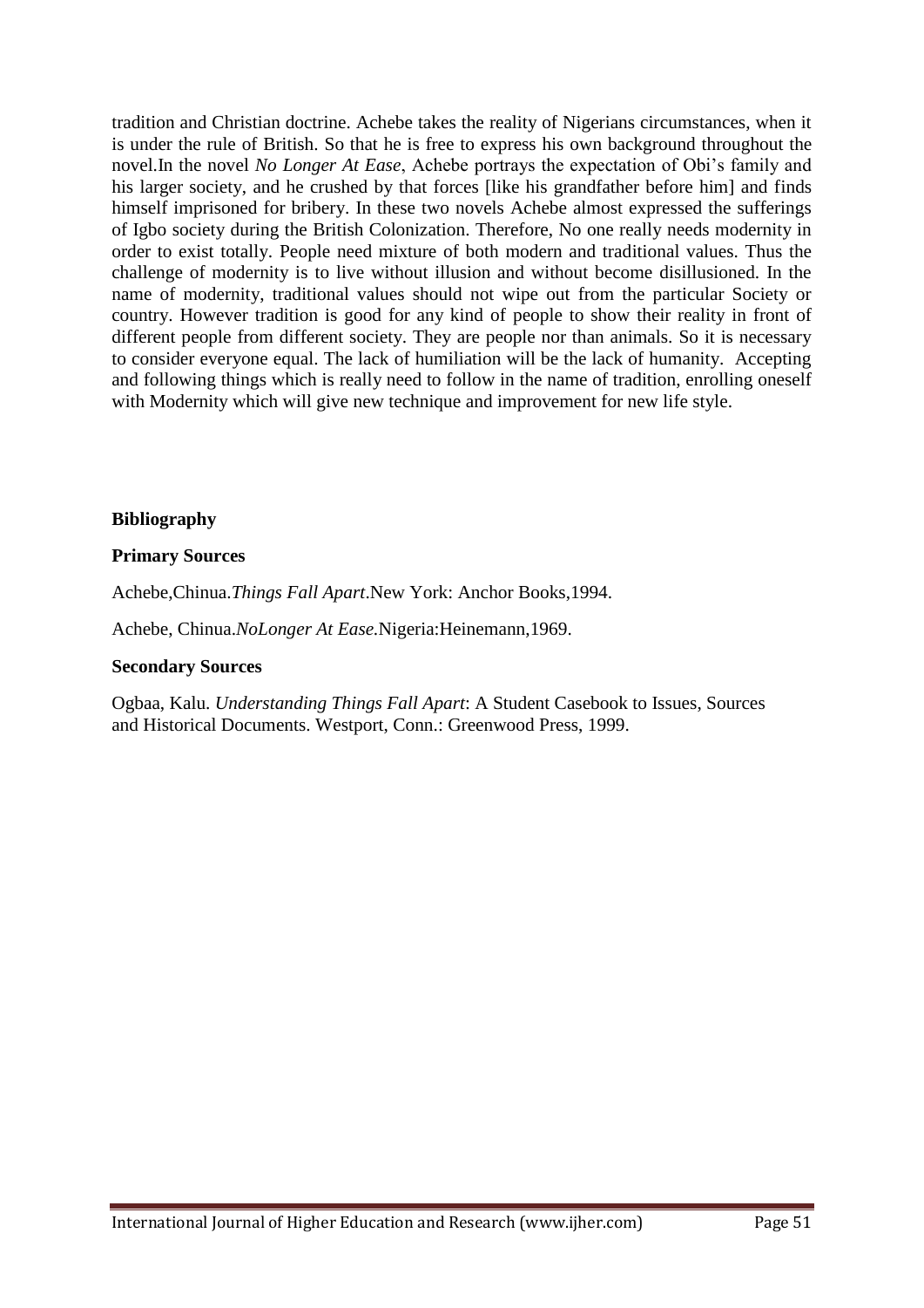tradition and Christian doctrine. Achebe takes the reality of Nigerians circumstances, when it is under the rule of British. So that he is free to express his own background throughout the novel.In the novel *No Longer At Ease*, Achebe portrays the expectation of Obi's family and his larger society, and he crushed by that forces [like his grandfather before him] and finds himself imprisoned for bribery. In these two novels Achebe almost expressed the sufferings of Igbo society during the British Colonization. Therefore, No one really needs modernity in order to exist totally. People need mixture of both modern and traditional values. Thus the challenge of modernity is to live without illusion and without become disillusioned. In the name of modernity, traditional values should not wipe out from the particular Society or country. However tradition is good for any kind of people to show their reality in front of different people from different society. They are people nor than animals. So it is necessary to consider everyone equal. The lack of humiliation will be the lack of humanity. Accepting and following things which is really need to follow in the name of tradition, enrolling oneself with Modernity which will give new technique and improvement for new life style.

**Bibliography**

**Primary Sources**

Achebe,Chinua.*Things Fall Apart*.New York: Anchor Books,1994.

Achebe, Chinua.*NoLonger At Ease*.Nigeria:Heinemann,1969.

**Secondary Sources**

Ogbaa, Kalu. *Understanding Things Fall Apart*: A Student Casebook to Issues, Sources and Historical Documents. Westport, Conn.: Greenwood Press, 1999.